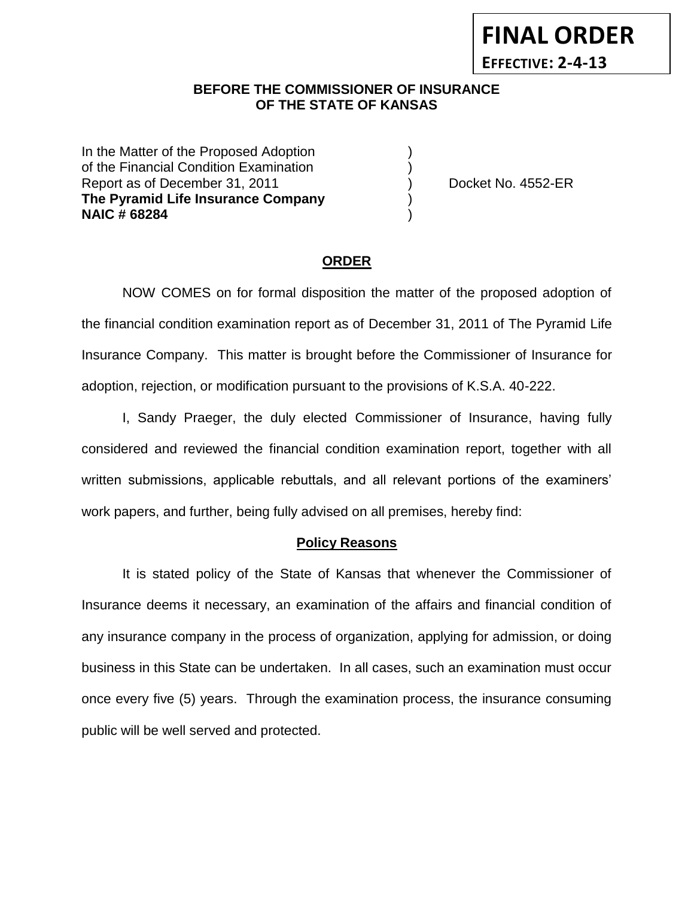**FINAL ORDER**

**EFFECTIVE: 2-4-13**

**BEFORE THE COMMISSIONER OF INSURANCE OF THE STATE OF KANSAS**

In the Matter of the Proposed Adoption )
of the Financial Condition Examination )
Report as of December 31, 2011 ) Docket No. 4552-ER
**The Pyramid Life Insurance Company** )
**NAIC # 68284** )

## ORDER

NOW COMES on for formal disposition the matter of the proposed adoption of the financial condition examination report as of December 31, 2011 of The Pyramid Life Insurance Company. This matter is brought before the Commissioner of Insurance for adoption, rejection, or modification pursuant to the provisions of K.S.A. 40-222.

I, Sandy Praeger, the duly elected Commissioner of Insurance, having fully considered and reviewed the financial condition examination report, together with all written submissions, applicable rebuttals, and all relevant portions of the examiners' work papers, and further, being fully advised on all premises, hereby find:

### Policy Reasons

It is stated policy of the State of Kansas that whenever the Commissioner of Insurance deems it necessary, an examination of the affairs and financial condition of any insurance company in the process of organization, applying for admission, or doing business in this State can be undertaken. In all cases, such an examination must occur once every five (5) years. Through the examination process, the insurance consuming public will be well served and protected.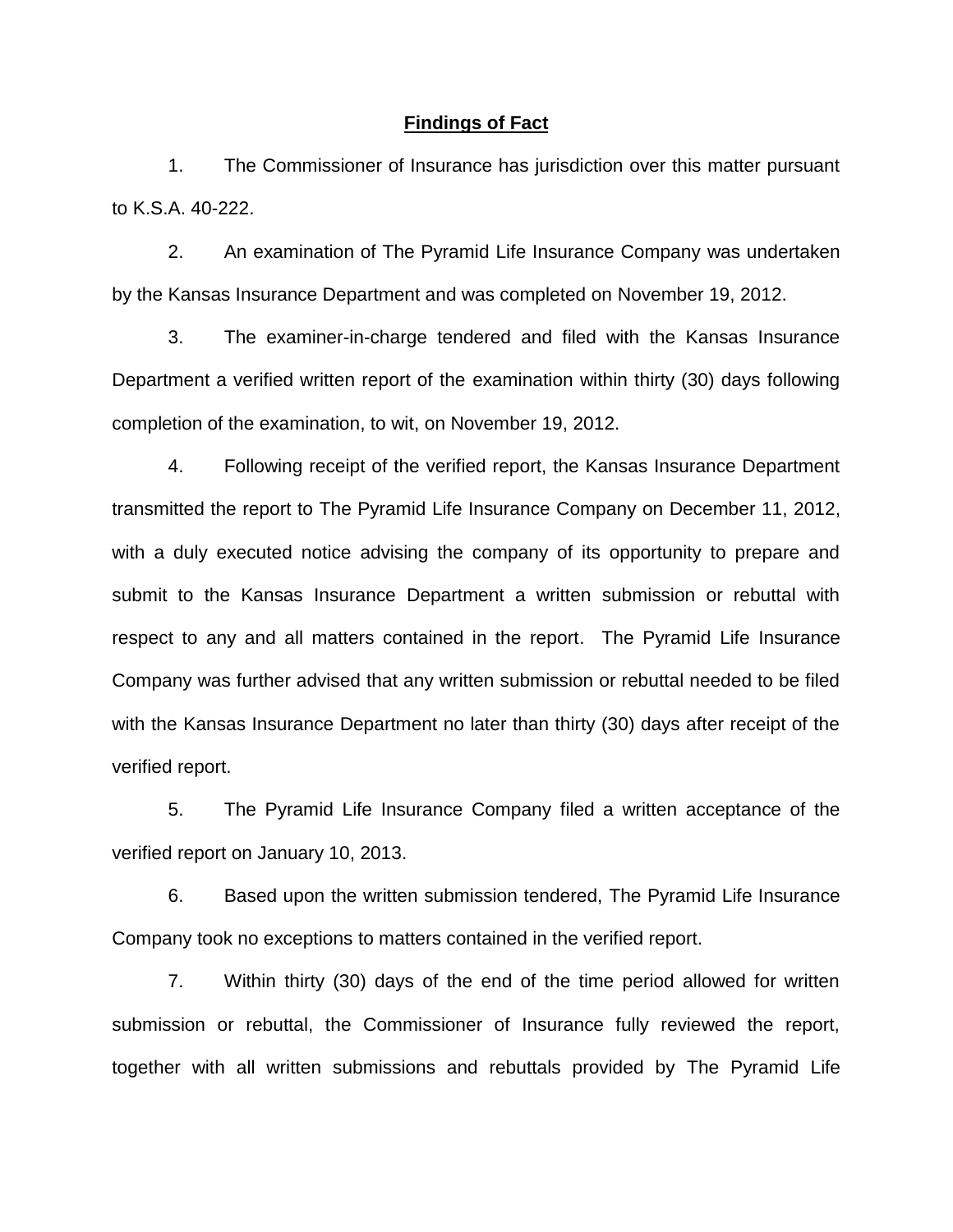## Findings of Fact

1. The Commissioner of Insurance has jurisdiction over this matter pursuant to K.S.A. 40-222.

2. An examination of The Pyramid Life Insurance Company was undertaken by the Kansas Insurance Department and was completed on November 19, 2012.

3. The examiner-in-charge tendered and filed with the Kansas Insurance Department a verified written report of the examination within thirty (30) days following completion of the examination, to wit, on November 19, 2012.

4. Following receipt of the verified report, the Kansas Insurance Department transmitted the report to The Pyramid Life Insurance Company on December 11, 2012, with a duly executed notice advising the company of its opportunity to prepare and submit to the Kansas Insurance Department a written submission or rebuttal with respect to any and all matters contained in the report. The Pyramid Life Insurance Company was further advised that any written submission or rebuttal needed to be filed with the Kansas Insurance Department no later than thirty (30) days after receipt of the verified report.

5. The Pyramid Life Insurance Company filed a written acceptance of the verified report on January 10, 2013.

6. Based upon the written submission tendered, The Pyramid Life Insurance Company took no exceptions to matters contained in the verified report.

7. Within thirty (30) days of the end of the time period allowed for written submission or rebuttal, the Commissioner of Insurance fully reviewed the report, together with all written submissions and rebuttals provided by The Pyramid Life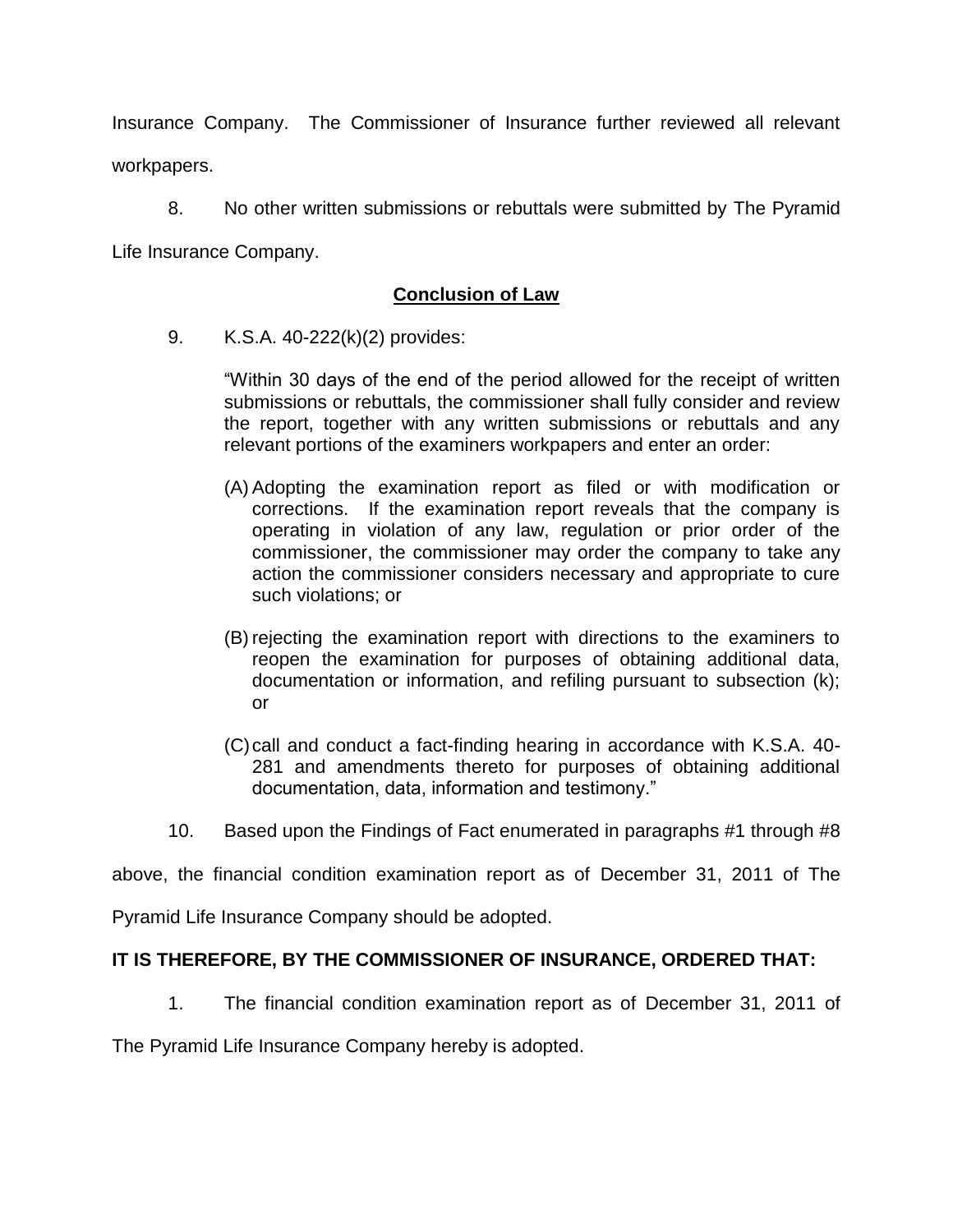Insurance Company. The Commissioner of Insurance further reviewed all relevant workpapers.

8. No other written submissions or rebuttals were submitted by The Pyramid Life Insurance Company.

## Conclusion of Law

9. K.S.A. 40-222(k)(2) provides:

> "Within 30 days of the end of the period allowed for the receipt of written submissions or rebuttals, the commissioner shall fully consider and review the report, together with any written submissions or rebuttals and any relevant portions of the examiners workpapers and enter an order:
>
> (A) Adopting the examination report as filed or with modification or corrections. If the examination report reveals that the company is operating in violation of any law, regulation or prior order of the commissioner, the commissioner may order the company to take any action the commissioner considers necessary and appropriate to cure such violations; or
>
> (B) rejecting the examination report with directions to the examiners to reopen the examination for purposes of obtaining additional data, documentation or information, and refiling pursuant to subsection (k); or
>
> (C) call and conduct a fact-finding hearing in accordance with K.S.A. 40-281 and amendments thereto for purposes of obtaining additional documentation, data, information and testimony."

10. Based upon the Findings of Fact enumerated in paragraphs #1 through #8 above, the financial condition examination report as of December 31, 2011 of The Pyramid Life Insurance Company should be adopted.

**IT IS THEREFORE, BY THE COMMISSIONER OF INSURANCE, ORDERED THAT:**

1. The financial condition examination report as of December 31, 2011 of The Pyramid Life Insurance Company hereby is adopted.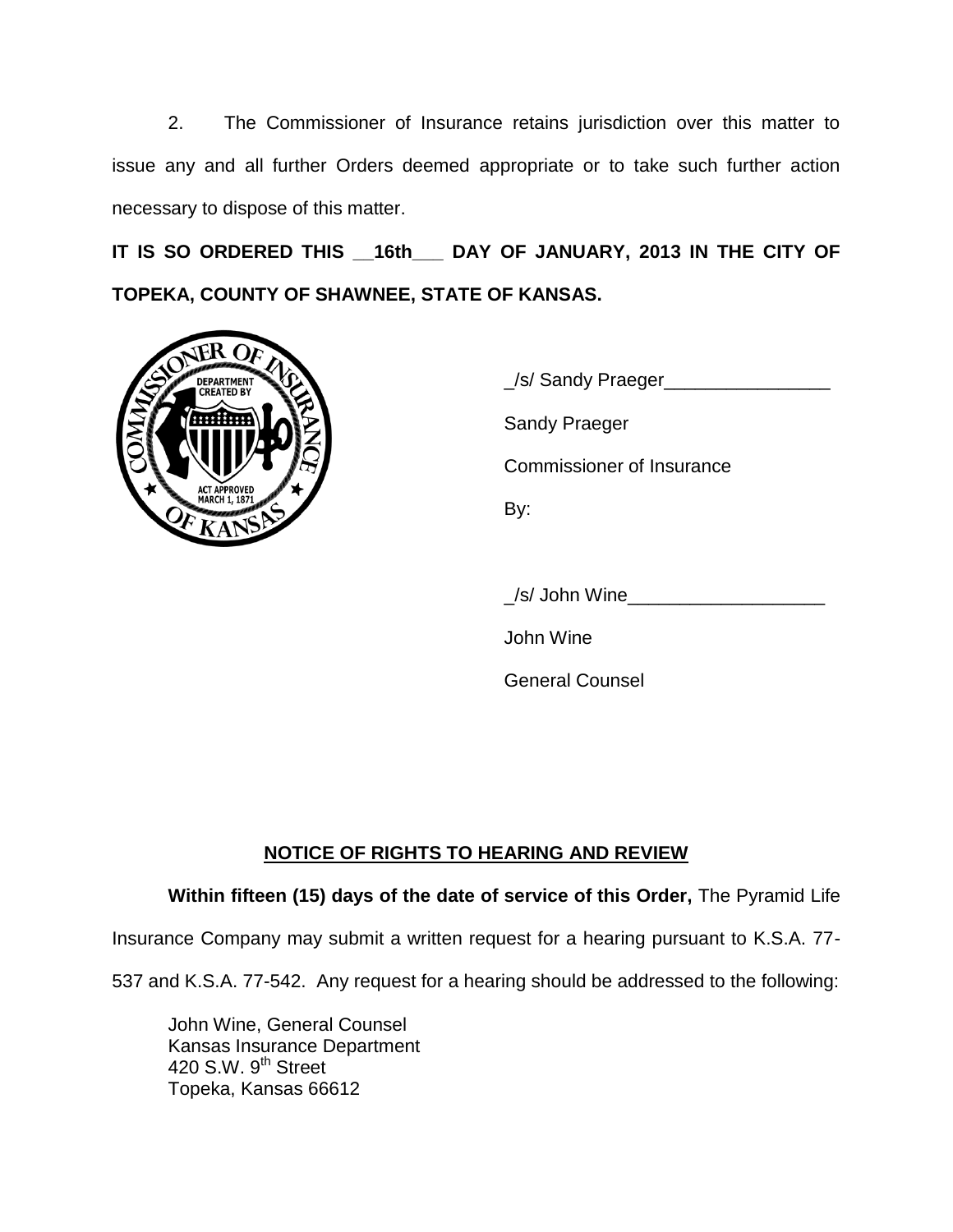2. The Commissioner of Insurance retains jurisdiction over this matter to issue any and all further Orders deemed appropriate or to take such further action necessary to dispose of this matter.

**IT IS SO ORDERED THIS __16th___ DAY OF JANUARY, 2013 IN THE CITY OF TOPEKA, COUNTY OF SHAWNEE, STATE OF KANSAS.**

_/s/ Sandy Praeger________________

Sandy Praeger

Commissioner of Insurance

By:

_/s/ John Wine___________________

John Wine

General Counsel

## NOTICE OF RIGHTS TO HEARING AND REVIEW

**Within fifteen (15) days of the date of service of this Order,** The Pyramid Life Insurance Company may submit a written request for a hearing pursuant to K.S.A. 77-537 and K.S.A. 77-542. Any request for a hearing should be addressed to the following:

John Wine, General Counsel
Kansas Insurance Department
420 S.W. 9th Street
Topeka, Kansas 66612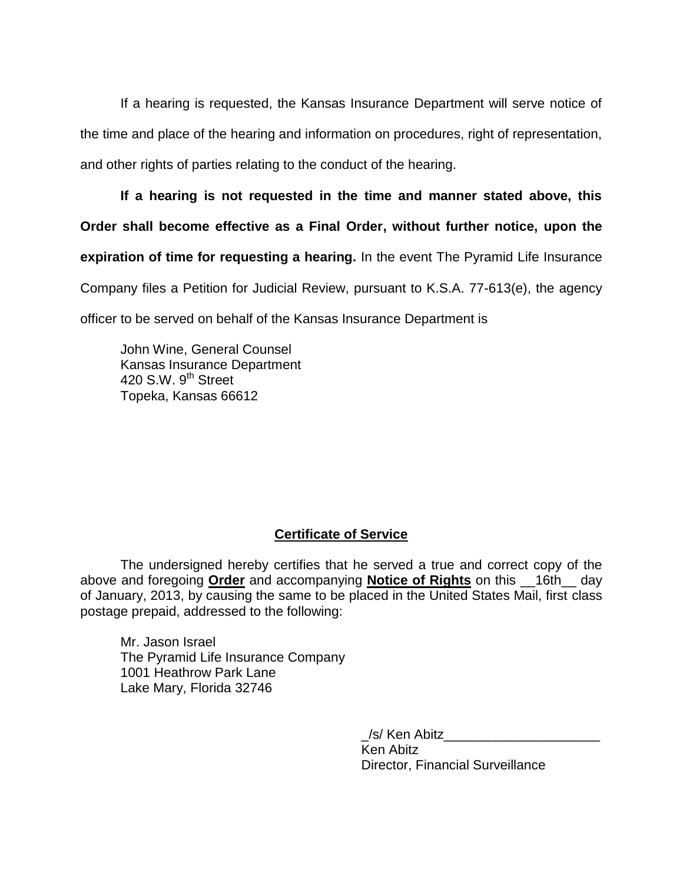If a hearing is requested, the Kansas Insurance Department will serve notice of the time and place of the hearing and information on procedures, right of representation, and other rights of parties relating to the conduct of the hearing.

**If a hearing is not requested in the time and manner stated above, this Order shall become effective as a Final Order, without further notice, upon the expiration of time for requesting a hearing.** In the event The Pyramid Life Insurance Company files a Petition for Judicial Review, pursuant to K.S.A. 77-613(e), the agency officer to be served on behalf of the Kansas Insurance Department is

John Wine, General Counsel
Kansas Insurance Department
420 S.W. 9th Street
Topeka, Kansas 66612

## Certificate of Service

The undersigned hereby certifies that he served a true and correct copy of the above and foregoing **Order** and accompanying **Notice of Rights** on this __16th__ day of January, 2013, by causing the same to be placed in the United States Mail, first class postage prepaid, addressed to the following:

Mr. Jason Israel
The Pyramid Life Insurance Company
1001 Heathrow Park Lane
Lake Mary, Florida 32746

_/s/ Ken Abitz_____________________
Ken Abitz
Director, Financial Surveillance